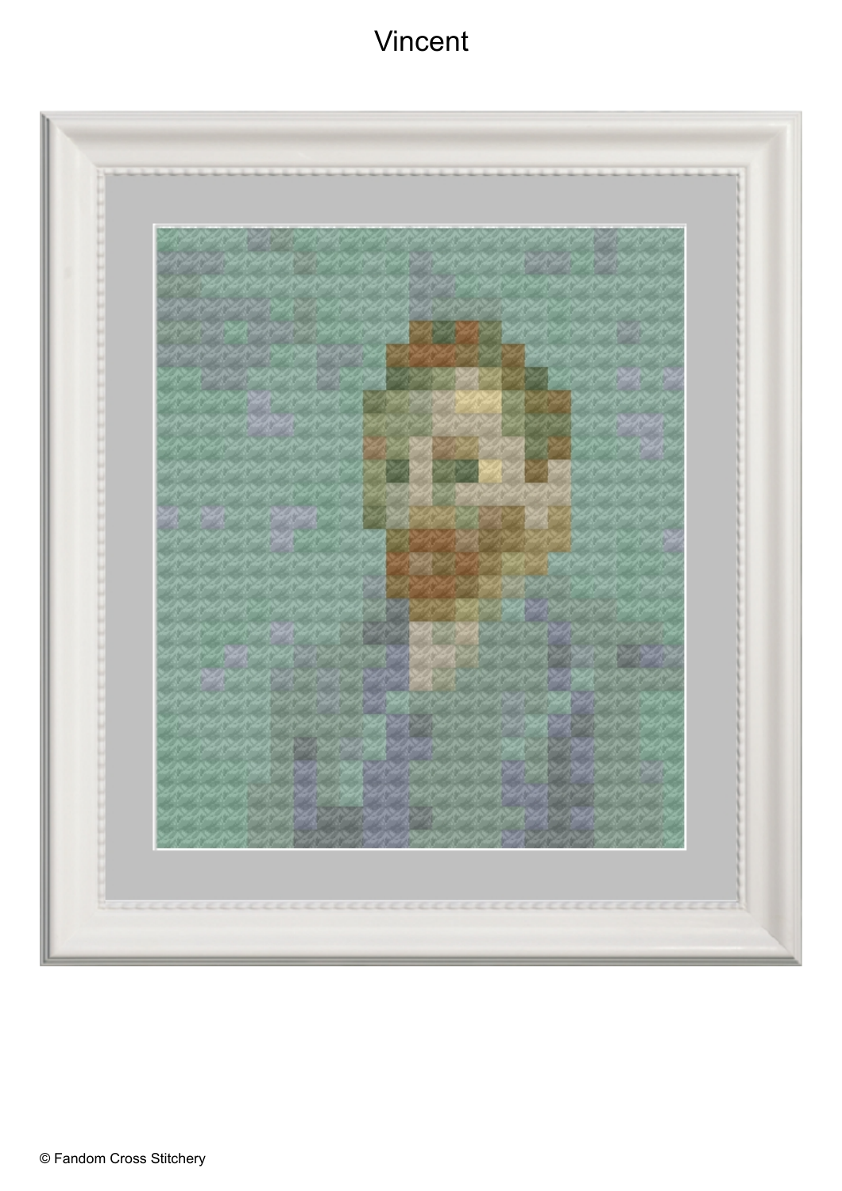# Vincent

© Fandom Cross Stitchery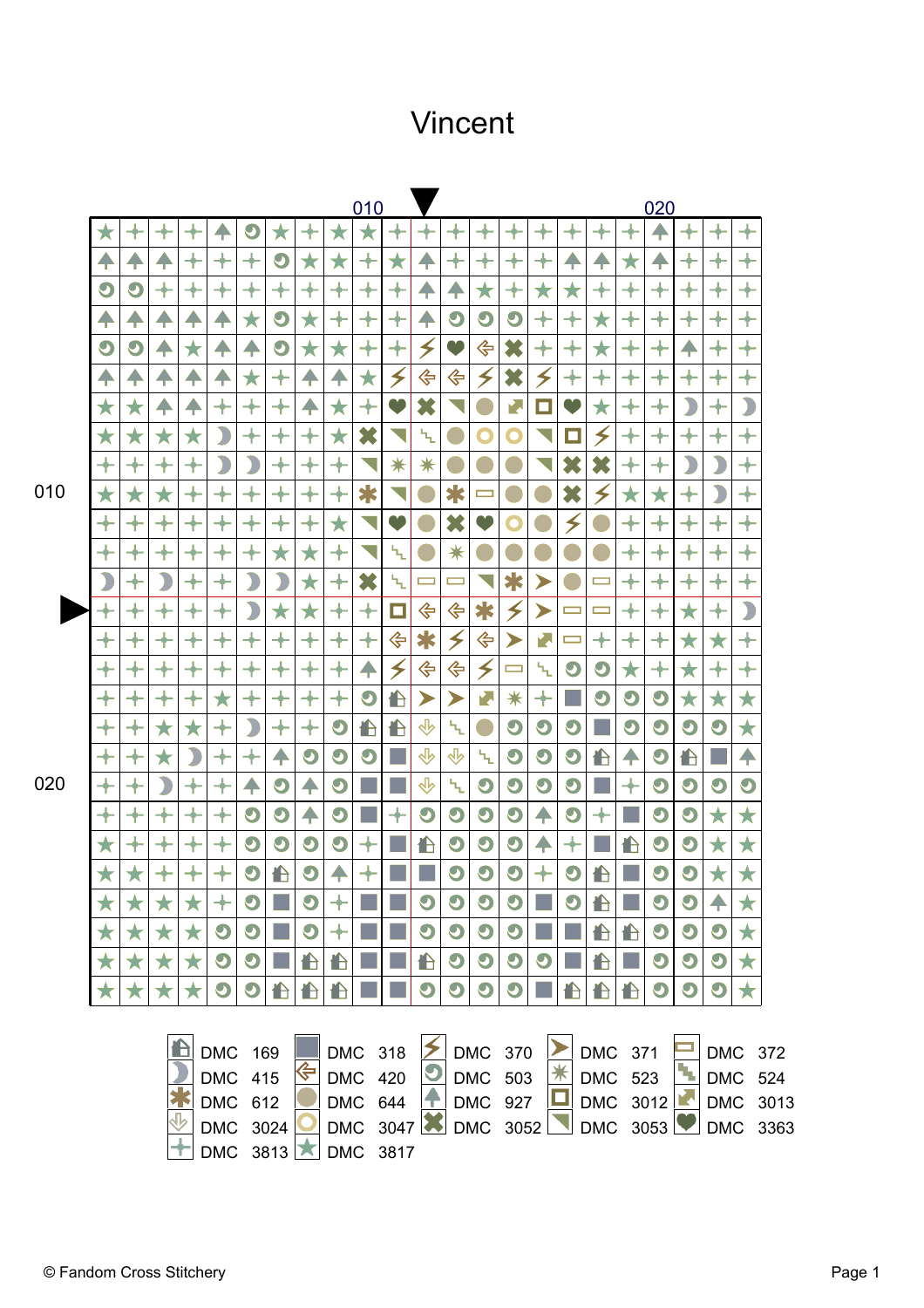# Vincent

010 020

010

020

| | | | | | | | | | |
|---|---|---|---|---|---|---|---|---|---|
| DMC | 169 | DMC | 318 | DMC | 370 | DMC | 371 | DMC | 372 |
| DMC | 415 | DMC | 420 | DMC | 503 | DMC | 523 | DMC | 524 |
| DMC | 612 | DMC | 644 | DMC | 927 | DMC | 3012 | DMC | 3013 |
| DMC | 3024 | DMC | 3047 | DMC | 3052 | DMC | 3053 | DMC | 3363 |
| DMC | 3813 | DMC | 3817 | | | | | | |

© Fandom Cross Stitchery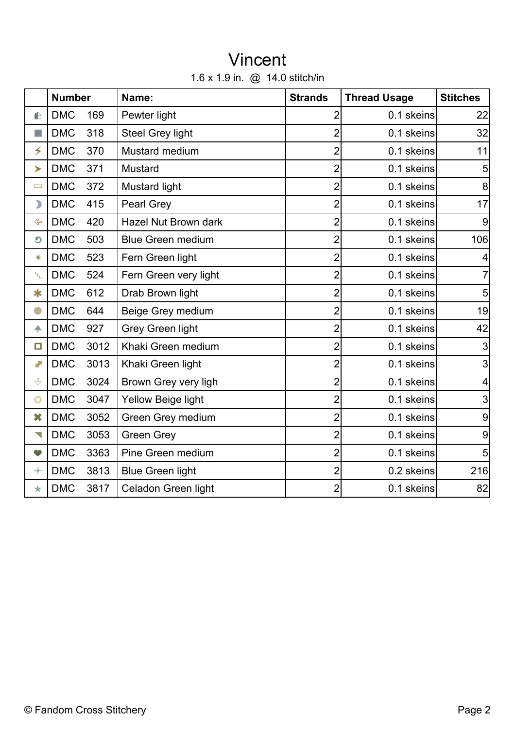# Vincent

1.6 x 1.9 in. @ 14.0 stitch/in

| | Number | Name: | Strands | Thread Usage | Stitches |
|---|---|---|---|---|---|
| | DMC 169 | Pewter light | 2 | 0.1 skeins | 22 |
| | DMC 318 | Steel Grey light | 2 | 0.1 skeins | 32 |
| | DMC 370 | Mustard medium | 2 | 0.1 skeins | 11 |
| | DMC 371 | Mustard | 2 | 0.1 skeins | 5 |
| | DMC 372 | Mustard light | 2 | 0.1 skeins | 8 |
| | DMC 415 | Pearl Grey | 2 | 0.1 skeins | 17 |
| | DMC 420 | Hazel Nut Brown dark | 2 | 0.1 skeins | 9 |
| | DMC 503 | Blue Green medium | 2 | 0.1 skeins | 106 |
| | DMC 523 | Fern Green light | 2 | 0.1 skeins | 4 |
| | DMC 524 | Fern Green very light | 2 | 0.1 skeins | 7 |
| | DMC 612 | Drab Brown light | 2 | 0.1 skeins | 5 |
| | DMC 644 | Beige Grey medium | 2 | 0.1 skeins | 19 |
| | DMC 927 | Grey Green light | 2 | 0.1 skeins | 42 |
| | DMC 3012 | Khaki Green medium | 2 | 0.1 skeins | 3 |
| | DMC 3013 | Khaki Green light | 2 | 0.1 skeins | 3 |
| | DMC 3024 | Brown Grey very ligh | 2 | 0.1 skeins | 4 |
| | DMC 3047 | Yellow Beige light | 2 | 0.1 skeins | 3 |
| | DMC 3052 | Green Grey medium | 2 | 0.1 skeins | 9 |
| | DMC 3053 | Green Grey | 2 | 0.1 skeins | 9 |
| | DMC 3363 | Pine Green medium | 2 | 0.1 skeins | 5 |
| | DMC 3813 | Blue Green light | 2 | 0.2 skeins | 216 |
| | DMC 3817 | Celadon Green light | 2 | 0.1 skeins | 82 |

© Fandom Cross Stitchery